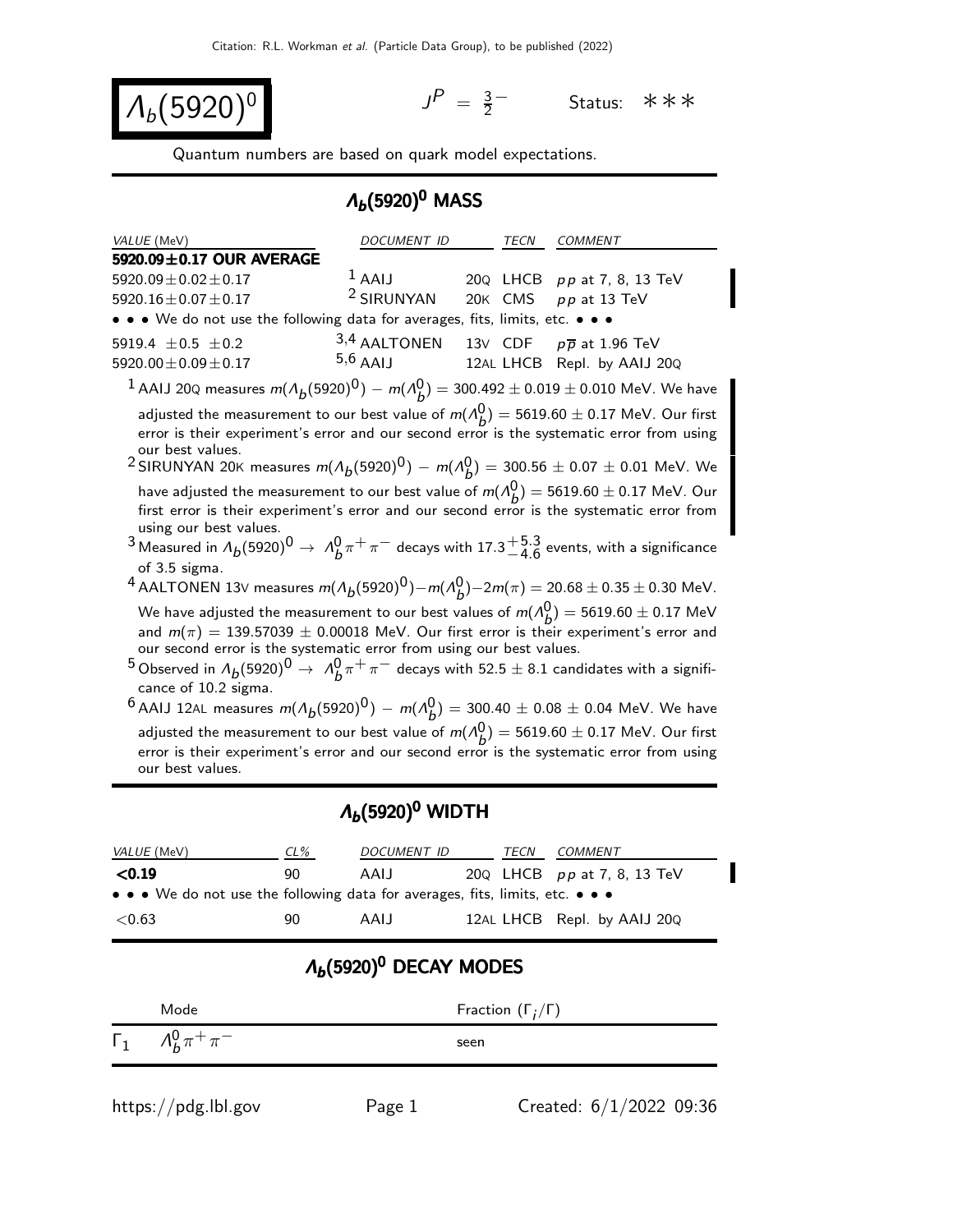Citation: R.L. Workman et al. (Particle Data Group), to be published (2022)

# $\Lambda_b(5920)^0$

$J^P = \frac{3}{2}^-$ Status: ∗∗∗

Quantum numbers are based on quark model expectations.

## $\Lambda_b(5920)^0$ MASS

| VALUE (MeV) | DOCUMENT ID | | TECN | COMMENT |
|---|---|---|---|---|
| **5920.09±0.17 OUR AVERAGE** | | | | |
| 5920.09±0.02±0.17 | [1] AAIJ | 20Q | LHCB | $pp$ at 7, 8, 13 TeV |
| 5920.16±0.07±0.17 | [2] SIRUNYAN | 20K | CMS | $pp$ at 13 TeV |
| • • • We do not use the following data for averages, fits, limits, etc. • • • | | | | |
| 5919.4 ±0.5 ±0.2 | [3,4] AALTONEN | 13V | CDF | $p\overline{p}$ at 1.96 TeV |
| 5920.00±0.09±0.17 | [5,6] AAIJ | 12AL | LHCB | Repl. by AAIJ 20Q |

[1] AAIJ 20Q measures $m(\Lambda_b(5920)^0) - m(\Lambda_b^0) = 300.492 \pm 0.019 \pm 0.010$ MeV. We have adjusted the measurement to our best value of $m(\Lambda_b^0) = 5619.60 \pm 0.17$ MeV. Our first error is their experiment's error and our second error is the systematic error from using our best values.

[2] SIRUNYAN 20K measures $m(\Lambda_b(5920)^0) - m(\Lambda_b^0) = 300.56 \pm 0.07 \pm 0.01$ MeV. We have adjusted the measurement to our best value of $m(\Lambda_b^0) = 5619.60 \pm 0.17$ MeV. Our first error is their experiment's error and our second error is the systematic error from using our best values.

[3] Measured in $\Lambda_b(5920)^0 \rightarrow \Lambda_b^0 \pi^+ \pi^-$ decays with $17.3^{+5.3}_{-4.6}$ events, with a significance of 3.5 sigma.

[4] AALTONEN 13V measures $m(\Lambda_b(5920)^0) - m(\Lambda_b^0) - 2m(\pi) = 20.68 \pm 0.35 \pm 0.30$ MeV. We have adjusted the measurement to our best values of $m(\Lambda_b^0) = 5619.60 \pm 0.17$ MeV and $m(\pi) = 139.57039 \pm 0.00018$ MeV. Our first error is their experiment's error and our second error is the systematic error from using our best values.

[5] Observed in $\Lambda_b(5920)^0 \rightarrow \Lambda_b^0 \pi^+ \pi^-$ decays with $52.5 \pm 8.1$ candidates with a significance of 10.2 sigma.

[6] AAIJ 12AL measures $m(\Lambda_b(5920)^0) - m(\Lambda_b^0) = 300.40 \pm 0.08 \pm 0.04$ MeV. We have adjusted the measurement to our best value of $m(\Lambda_b^0) = 5619.60 \pm 0.17$ MeV. Our first error is their experiment's error and our second error is the systematic error from using our best values.

## $\Lambda_b(5920)^0$ WIDTH

| VALUE (MeV) | CL% | DOCUMENT ID | | TECN | COMMENT |
|---|---|---|---|---|---|
| **<0.19** | 90 | AAIJ | 20Q | LHCB | $pp$ at 7, 8, 13 TeV |
| • • • We do not use the following data for averages, fits, limits, etc. • • • | | | | | |
| <0.63 | 90 | AAIJ | 12AL | LHCB | Repl. by AAIJ 20Q |

## $\Lambda_b(5920)^0$ DECAY MODES

| | Mode | Fraction ($\Gamma_i/\Gamma$) |
|---|---|---|
| $\Gamma_1$ | $\Lambda_b^0 \pi^+ \pi^-$ | seen |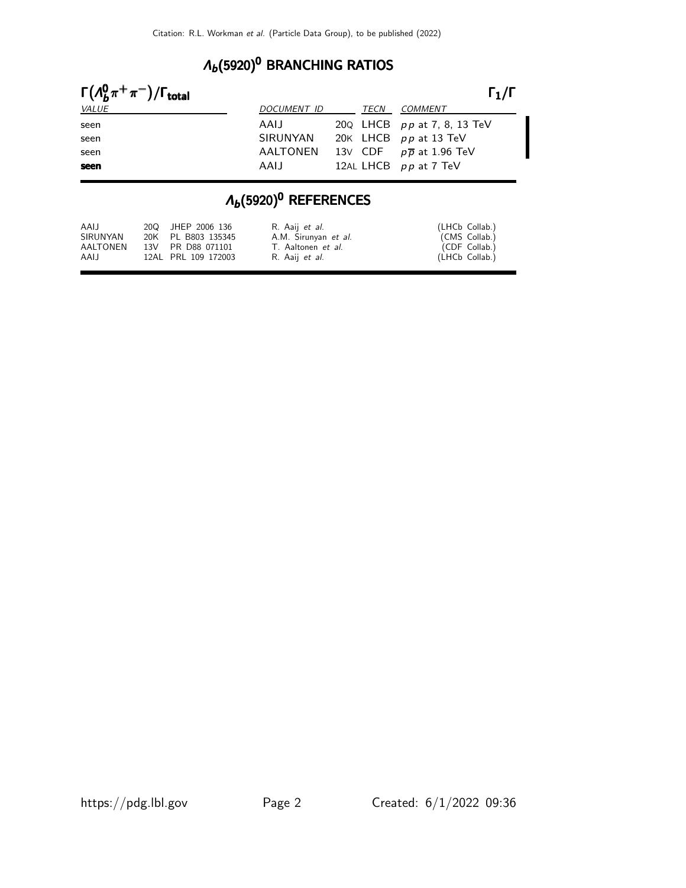## $\Lambda_b(5920)^0$ BRANCHING RATIOS

### $\Gamma(\Lambda_b^0 \pi^+ \pi^-)/\Gamma_{\text{total}}$ $\Gamma_1/\Gamma$

| VALUE | DOCUMENT ID | | TECN | COMMENT |
|---|---|---|---|---|
| seen | AAIJ | 20Q | LHCB | $pp$ at 7, 8, 13 TeV |
| seen | SIRUNYAN | 20K | LHCB | $pp$ at 13 TeV |
| seen | AALTONEN | 13V | CDF | $p\overline{p}$ at 1.96 TeV |
| **seen** | AAIJ | 12AL | LHCB | $pp$ at 7 TeV |

## $\Lambda_b(5920)^0$ REFERENCES

| | | | | |
|---|---|---|---|---|
| AAIJ | 20Q | JHEP 2006 136 | R. Aaij *et al.* | (LHCb Collab.) |
| SIRUNYAN | 20K | PL B803 135345 | A.M. Sirunyan *et al.* | (CMS Collab.) |
| AALTONEN | 13V | PR D88 071101 | T. Aaltonen *et al.* | (CDF Collab.) |
| AAIJ | 12AL | PRL 109 172003 | R. Aaij *et al.* | (LHCb Collab.) |